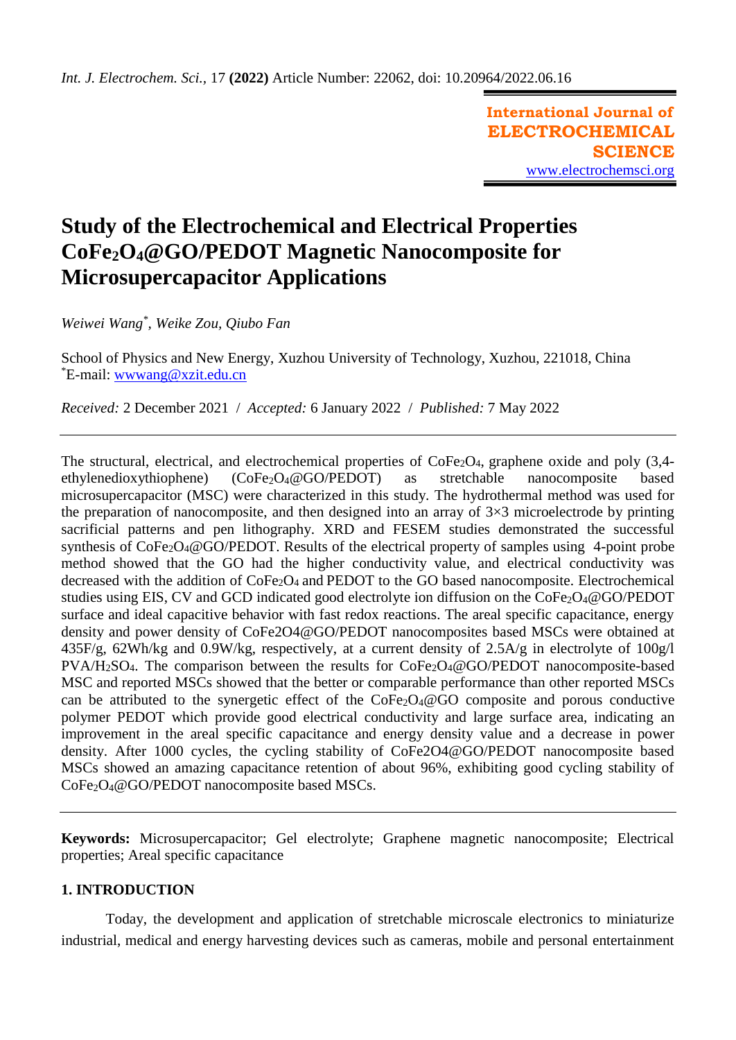*Int. J. Electrochem. Sci.*, 17 **(2022)** Article Number: 22062, doi: 10.20964/2022.06.16

**International Journal of ELECTROCHEMICAL SCIENCE**
www.electrochemsci.org

# Study of the Electrochemical and Electrical Properties $CoFe_2O_4$@GO/PEDOT Magnetic Nanocomposite for Microsupercapacitor Applications

*Weiwei Wang*[*], *Weike Zou, Qiubo Fan*

School of Physics and New Energy, Xuzhou University of Technology, Xuzhou, 221018, China
[*]E-mail: wwwang@xzit.edu.cn

*Received:* 2 December 2021 / *Accepted:* 6 January 2022 / *Published:* 7 May 2022

---

The structural, electrical, and electrochemical properties of $CoFe_2O_4$, graphene oxide and poly (3,4-ethylenedioxythiophene) ($CoFe_2O_4$@GO/PEDOT) as stretchable nanocomposite based microsupercapacitor (MSC) were characterized in this study. The hydrothermal method was used for the preparation of nanocomposite, and then designed into an array of 3×3 microelectrode by printing sacrificial patterns and pen lithography. XRD and FESEM studies demonstrated the successful synthesis of $CoFe_2O_4$@GO/PEDOT. Results of the electrical property of samples using 4-point probe method showed that the GO had the higher conductivity value, and electrical conductivity was decreased with the addition of $CoFe_2O_4$ and PEDOT to the GO based nanocomposite. Electrochemical studies using EIS, CV and GCD indicated good electrolyte ion diffusion on the $CoFe_2O_4$@GO/PEDOT surface and ideal capacitive behavior with fast redox reactions. The areal specific capacitance, energy density and power density of CoFe2O4@GO/PEDOT nanocomposites based MSCs were obtained at 435F/g, 62Wh/kg and 0.9W/kg, respectively, at a current density of 2.5A/g in electrolyte of 100g/l PVA/$H_2SO_4$. The comparison between the results for $CoFe_2O_4$@GO/PEDOT nanocomposite-based MSC and reported MSCs showed that the better or comparable performance than other reported MSCs can be attributed to the synergetic effect of the $CoFe_2O_4$@GO composite and porous conductive polymer PEDOT which provide good electrical conductivity and large surface area, indicating an improvement in the areal specific capacitance and energy density value and a decrease in power density. After 1000 cycles, the cycling stability of CoFe2O4@GO/PEDOT nanocomposite based MSCs showed an amazing capacitance retention of about 96%, exhibiting good cycling stability of $CoFe_2O_4$@GO/PEDOT nanocomposite based MSCs.

---

**Keywords:** Microsupercapacitor; Gel electrolyte; Graphene magnetic nanocomposite; Electrical properties; Areal specific capacitance

## 1. INTRODUCTION

Today, the development and application of stretchable microscale electronics to miniaturize industrial, medical and energy harvesting devices such as cameras, mobile and personal entertainment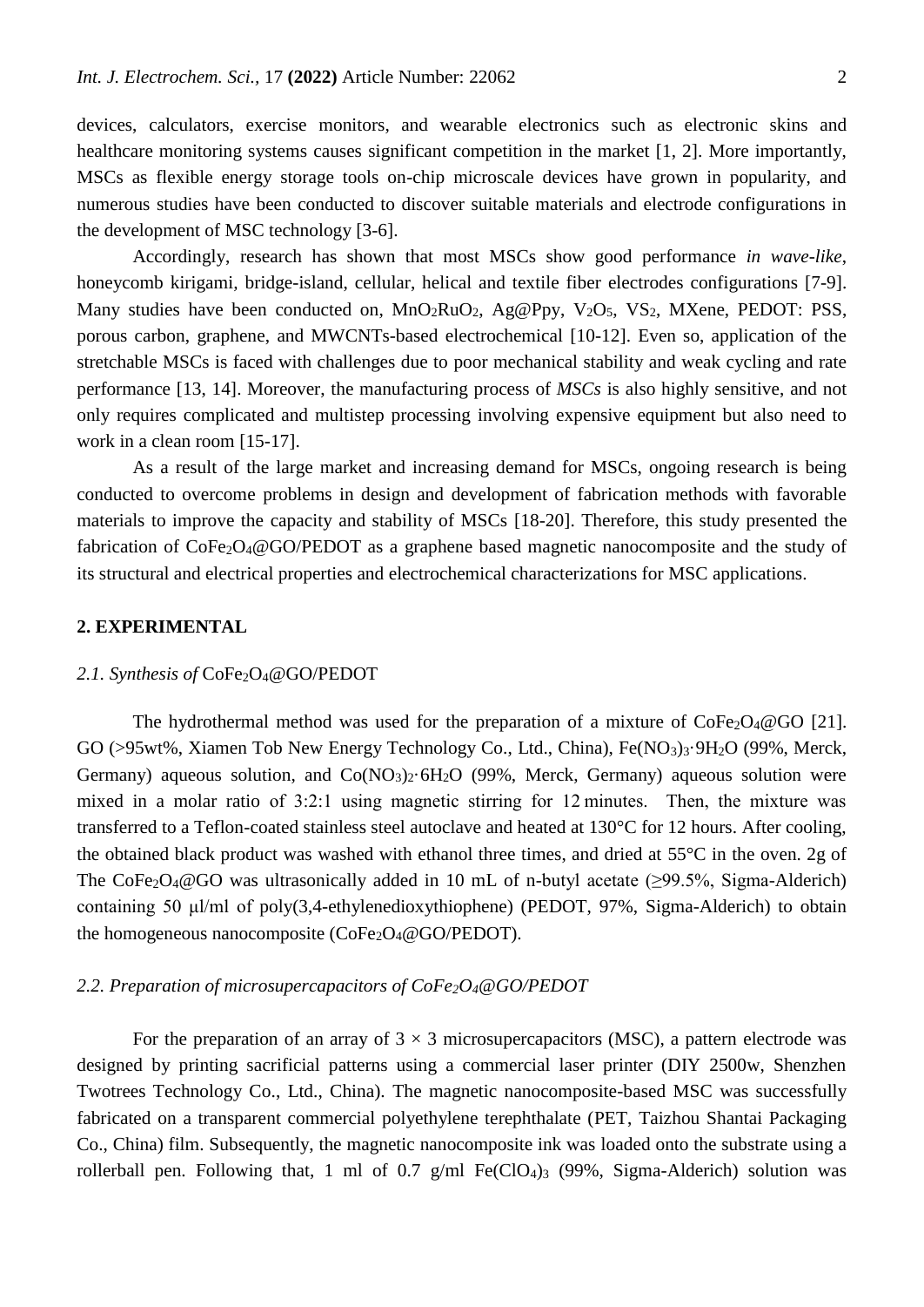devices, calculators, exercise monitors, and wearable electronics such as electronic skins and healthcare monitoring systems causes significant competition in the market [1, 2]. More importantly, MSCs as flexible energy storage tools on-chip microscale devices have grown in popularity, and numerous studies have been conducted to discover suitable materials and electrode configurations in the development of MSC technology [3-6].

Accordingly, research has shown that most MSCs show good performance *in wave-like*, honeycomb kirigami, bridge-island, cellular, helical and textile fiber electrodes configurations [7-9]. Many studies have been conducted on, $MnO_2RuO_2$, Ag@Ppy, $V_2O_5$, $VS_2$, MXene, PEDOT: PSS, porous carbon, graphene, and MWCNTs-based electrochemical [10-12]. Even so, application of the stretchable MSCs is faced with challenges due to poor mechanical stability and weak cycling and rate performance [13, 14]. Moreover, the manufacturing process of *MSCs* is also highly sensitive, and not only requires complicated and multistep processing involving expensive equipment but also need to work in a clean room [15-17].

As a result of the large market and increasing demand for MSCs, ongoing research is being conducted to overcome problems in design and development of fabrication methods with favorable materials to improve the capacity and stability of MSCs [18-20]. Therefore, this study presented the fabrication of $CoFe_2O_4$@GO/PEDOT as a graphene based magnetic nanocomposite and the study of its structural and electrical properties and electrochemical characterizations for MSC applications.

## 2. EXPERIMENTAL

### *2.1. Synthesis of* $CoFe_2O_4$@GO/PEDOT

The hydrothermal method was used for the preparation of a mixture of $CoFe_2O_4$@GO [21]. GO (>95wt%, Xiamen Tob New Energy Technology Co., Ltd., China), $Fe(NO_3)_3 \cdot 9H_2O$ (99%, Merck, Germany) aqueous solution, and $Co(NO_3)_2 \cdot 6H_2O$ (99%, Merck, Germany) aqueous solution were mixed in a molar ratio of 3:2:1 using magnetic stirring for 12 minutes. Then, the mixture was transferred to a Teflon-coated stainless steel autoclave and heated at 130°C for 12 hours. After cooling, the obtained black product was washed with ethanol three times, and dried at 55°C in the oven. 2g of The $CoFe_2O_4$@GO was ultrasonically added in 10 mL of n-butyl acetate (≥99.5%, Sigma-Alderich) containing 50 μl/ml of poly(3,4-ethylenedioxythiophene) (PEDOT, 97%, Sigma-Alderich) to obtain the homogeneous nanocomposite ($CoFe_2O_4$@GO/PEDOT).

### *2.2. Preparation of microsupercapacitors of $CoFe_2O_4$@GO/PEDOT*

For the preparation of an array of $3 \times 3$ microsupercapacitors (MSC), a pattern electrode was designed by printing sacrificial patterns using a commercial laser printer (DIY 2500w, Shenzhen Twotrees Technology Co., Ltd., China). The magnetic nanocomposite-based MSC was successfully fabricated on a transparent commercial polyethylene terephthalate (PET, Taizhou Shantai Packaging Co., China) film. Subsequently, the magnetic nanocomposite ink was loaded onto the substrate using a rollerball pen. Following that, 1 ml of 0.7 g/ml $Fe(ClO_4)_3$ (99%, Sigma-Alderich) solution was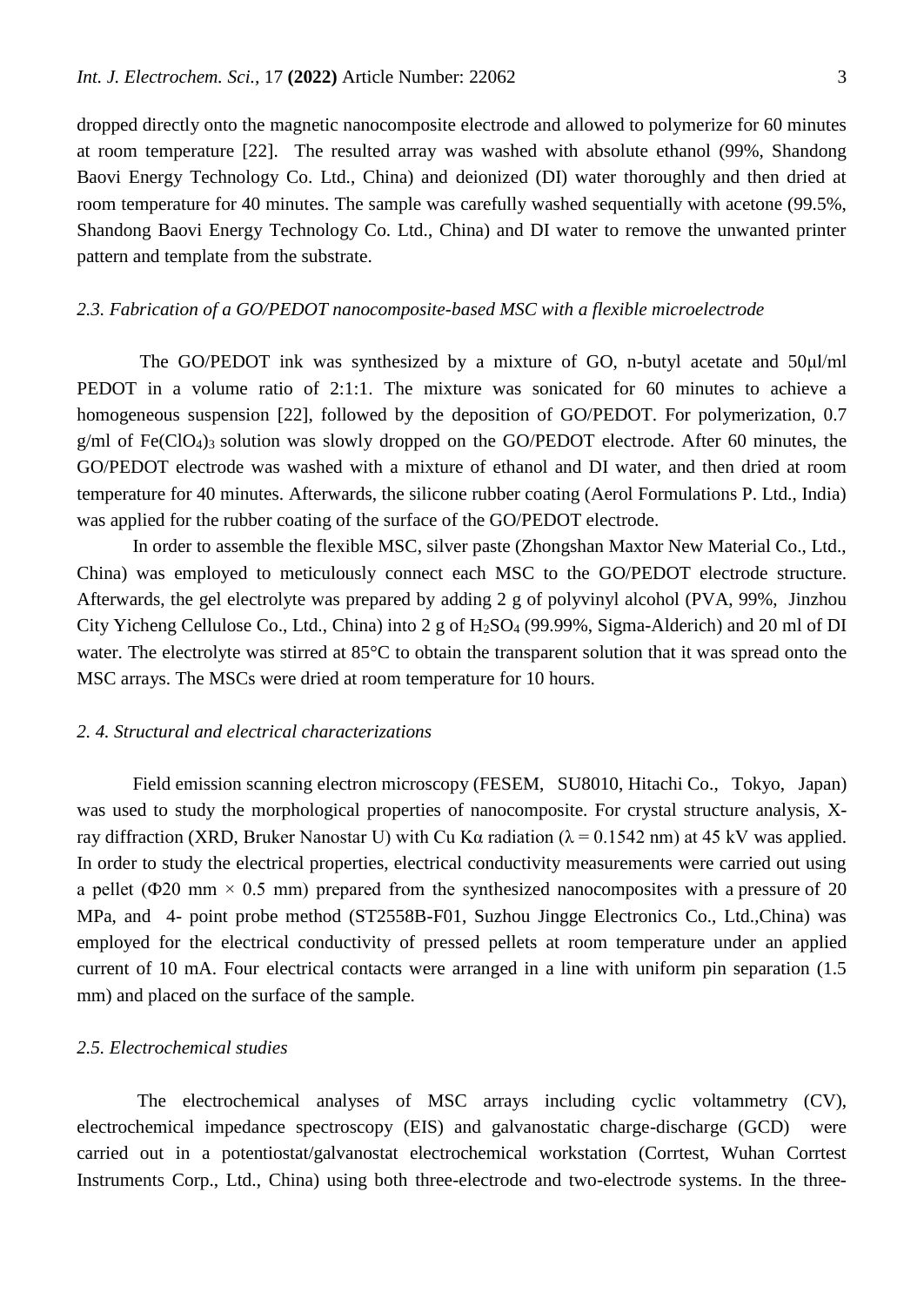dropped directly onto the magnetic nanocomposite electrode and allowed to polymerize for 60 minutes at room temperature [22]. The resulted array was washed with absolute ethanol (99%, Shandong Baovi Energy Technology Co. Ltd., China) and deionized (DI) water thoroughly and then dried at room temperature for 40 minutes. The sample was carefully washed sequentially with acetone (99.5%, Shandong Baovi Energy Technology Co. Ltd., China) and DI water to remove the unwanted printer pattern and template from the substrate.

### *2.3. Fabrication of a GO/PEDOT nanocomposite-based MSC with a flexible microelectrode*

The GO/PEDOT ink was synthesized by a mixture of GO, n-butyl acetate and 50μl/ml PEDOT in a volume ratio of 2:1:1. The mixture was sonicated for 60 minutes to achieve a homogeneous suspension [22], followed by the deposition of GO/PEDOT. For polymerization, 0.7 g/ml of $Fe(ClO_4)_3$ solution was slowly dropped on the GO/PEDOT electrode. After 60 minutes, the GO/PEDOT electrode was washed with a mixture of ethanol and DI water, and then dried at room temperature for 40 minutes. Afterwards, the silicone rubber coating (Aerol Formulations P. Ltd., India) was applied for the rubber coating of the surface of the GO/PEDOT electrode.

In order to assemble the flexible MSC, silver paste (Zhongshan Maxtor New Material Co., Ltd., China) was employed to meticulously connect each MSC to the GO/PEDOT electrode structure. Afterwards, the gel electrolyte was prepared by adding 2 g of polyvinyl alcohol (PVA, 99%, Jinzhou City Yicheng Cellulose Co., Ltd., China) into 2 g of $H_2SO_4$ (99.99%, Sigma-Alderich) and 20 ml of DI water. The electrolyte was stirred at 85°C to obtain the transparent solution that it was spread onto the MSC arrays. The MSCs were dried at room temperature for 10 hours.

### *2. 4. Structural and electrical characterizations*

Field emission scanning electron microscopy (FESEM, SU8010, Hitachi Co., Tokyo, Japan) was used to study the morphological properties of nanocomposite. For crystal structure analysis, X-ray diffraction (XRD, Bruker Nanostar U) with Cu Kα radiation (λ = 0.1542 nm) at 45 kV was applied. In order to study the electrical properties, electrical conductivity measurements were carried out using a pellet (Φ20 mm × 0.5 mm) prepared from the synthesized nanocomposites with a pressure of 20 MPa, and 4- point probe method (ST2558B-F01, Suzhou Jingge Electronics Co., Ltd.,China) was employed for the electrical conductivity of pressed pellets at room temperature under an applied current of 10 mA. Four electrical contacts were arranged in a line with uniform pin separation (1.5 mm) and placed on the surface of the sample.

### *2.5. Electrochemical studies*

The electrochemical analyses of MSC arrays including cyclic voltammetry (CV), electrochemical impedance spectroscopy (EIS) and galvanostatic charge-discharge (GCD) were carried out in a potentiostat/galvanostat electrochemical workstation (Corrtest, Wuhan Corrtest Instruments Corp., Ltd., China) using both three-electrode and two-electrode systems. In the three-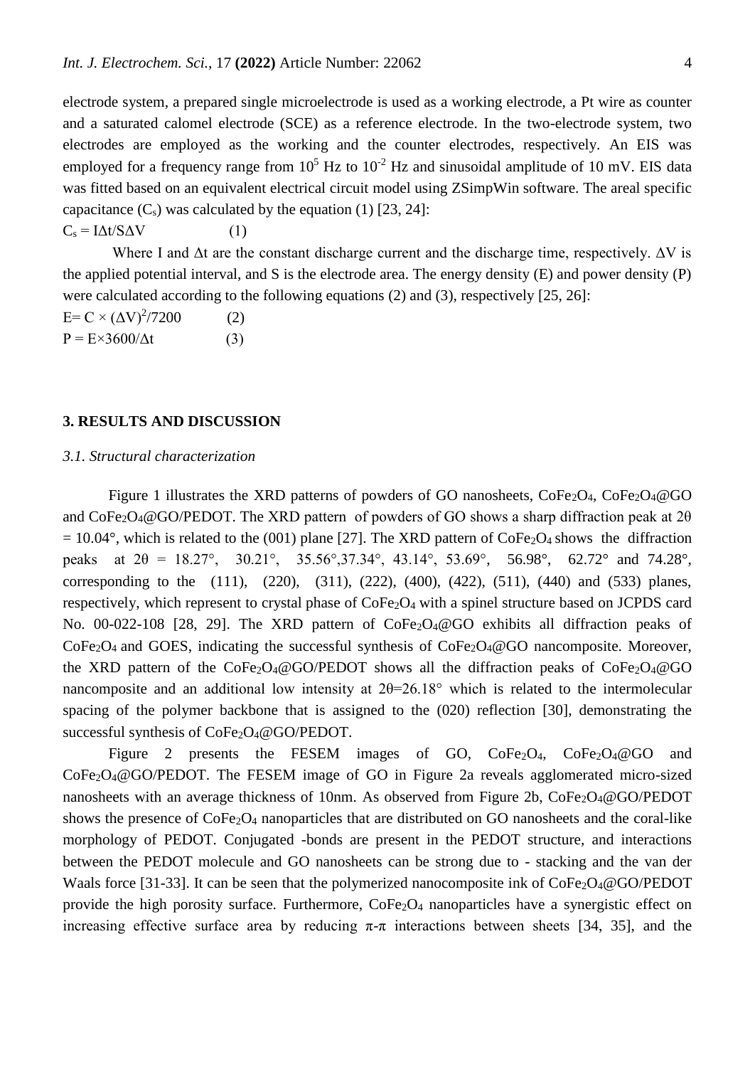electrode system, a prepared single microelectrode is used as a working electrode, a Pt wire as counter and a saturated calomel electrode (SCE) as a reference electrode. In the two-electrode system, two electrodes are employed as the working and the counter electrodes, respectively. An EIS was employed for a frequency range from $10^5$ Hz to $10^{-2}$ Hz and sinusoidal amplitude of 10 mV. EIS data was fitted based on an equivalent electrical circuit model using ZSimpWin software. The areal specific capacitance ($C_s$) was calculated by the equation (1) [23, 24]:

$$C_s = I\Delta t/S\Delta V \qquad (1)$$

Where I and $\Delta t$ are the constant discharge current and the discharge time, respectively. $\Delta V$ is the applied potential interval, and S is the electrode area. The energy density (E) and power density (P) were calculated according to the following equations (2) and (3), respectively [25, 26]:

$$E= C \times (\Delta V)^2/7200 \qquad (2)$$

$$P = E\times 3600/\Delta t \qquad (3)$$

## 3. RESULTS AND DISCUSSION

### *3.1. Structural characterization*

Figure 1 illustrates the XRD patterns of powders of GO nanosheets, $CoFe_2O_4$, $CoFe_2O_4$@GO and $CoFe_2O_4$@GO/PEDOT. The XRD pattern of powders of GO shows a sharp diffraction peak at $2\theta = 10.04°$, which is related to the (001) plane [27]. The XRD pattern of $CoFe_2O_4$ shows the diffraction peaks at $2\theta$ = 18.27°, 30.21°, 35.56°,37.34°, 43.14°, 53.69°, 56.98°, 62.72° and 74.28°, corresponding to the (111), (220), (311), (222), (400), (422), (511), (440) and (533) planes, respectively, which represent to crystal phase of $CoFe_2O_4$ with a spinel structure based on JCPDS card No. 00-022-108 [28, 29]. The XRD pattern of $CoFe_2O_4$@GO exhibits all diffraction peaks of $CoFe_2O_4$ and GOES, indicating the successful synthesis of $CoFe_2O_4$@GO nancomposite. Moreover, the XRD pattern of the $CoFe_2O_4$@GO/PEDOT shows all the diffraction peaks of $CoFe_2O_4$@GO nancomposite and an additional low intensity at $2\theta$=26.18° which is related to the intermolecular spacing of the polymer backbone that is assigned to the (020) reflection [30], demonstrating the successful synthesis of $CoFe_2O_4$@GO/PEDOT.

Figure 2 presents the FESEM images of GO, $CoFe_2O_4$, $CoFe_2O_4$@GO and $CoFe_2O_4$@GO/PEDOT. The FESEM image of GO in Figure 2a reveals agglomerated micro-sized nanosheets with an average thickness of 10nm. As observed from Figure 2b, $CoFe_2O_4$@GO/PEDOT shows the presence of $CoFe_2O_4$ nanoparticles that are distributed on GO nanosheets and the coral-like morphology of PEDOT. Conjugated -bonds are present in the PEDOT structure, and interactions between the PEDOT molecule and GO nanosheets can be strong due to - stacking and the van der Waals force [31-33]. It can be seen that the polymerized nanocomposite ink of $CoFe_2O_4$@GO/PEDOT provide the high porosity surface. Furthermore, $CoFe_2O_4$ nanoparticles have a synergistic effect on increasing effective surface area by reducing $\pi$-$\pi$ interactions between sheets [34, 35], and the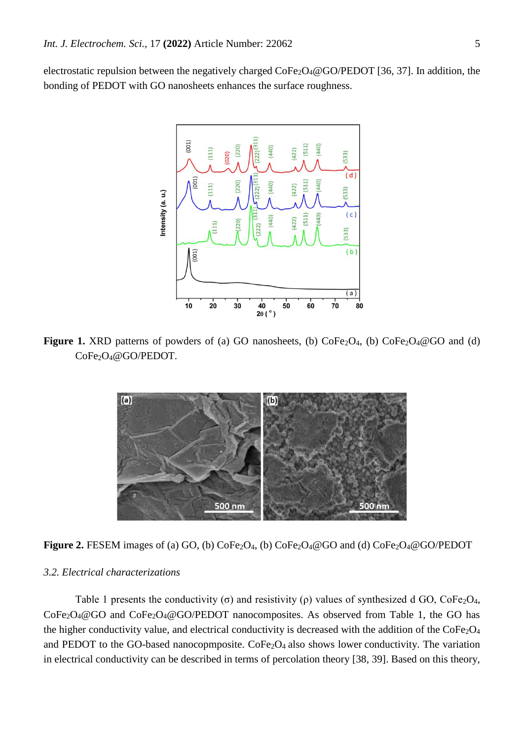electrostatic repulsion between the negatively charged $CoFe_2O_4$@GO/PEDOT [36, 37]. In addition, the bonding of PEDOT with GO nanosheets enhances the surface roughness.

**Figure 1.** XRD patterns of powders of (a) GO nanosheets, (b) $CoFe_2O_4$, (b) $CoFe_2O_4$@GO and (d) $CoFe_2O_4$@GO/PEDOT.

**Figure 2.** FESEM images of (a) GO, (b) $CoFe_2O_4$, (b) $CoFe_2O_4$@GO and (d) $CoFe_2O_4$@GO/PEDOT

*3.2. Electrical characterizations*

Table 1 presents the conductivity (σ) and resistivity (ρ) values of synthesized d GO, $CoFe_2O_4$, $CoFe_2O_4$@GO and $CoFe_2O_4$@GO/PEDOT nanocomposites. As observed from Table 1, the GO has the higher conductivity value, and electrical conductivity is decreased with the addition of the $CoFe_2O_4$ and PEDOT to the GO-based nanocopmposite. $CoFe_2O_4$ also shows lower conductivity. The variation in electrical conductivity can be described in terms of percolation theory [38, 39]. Based on this theory,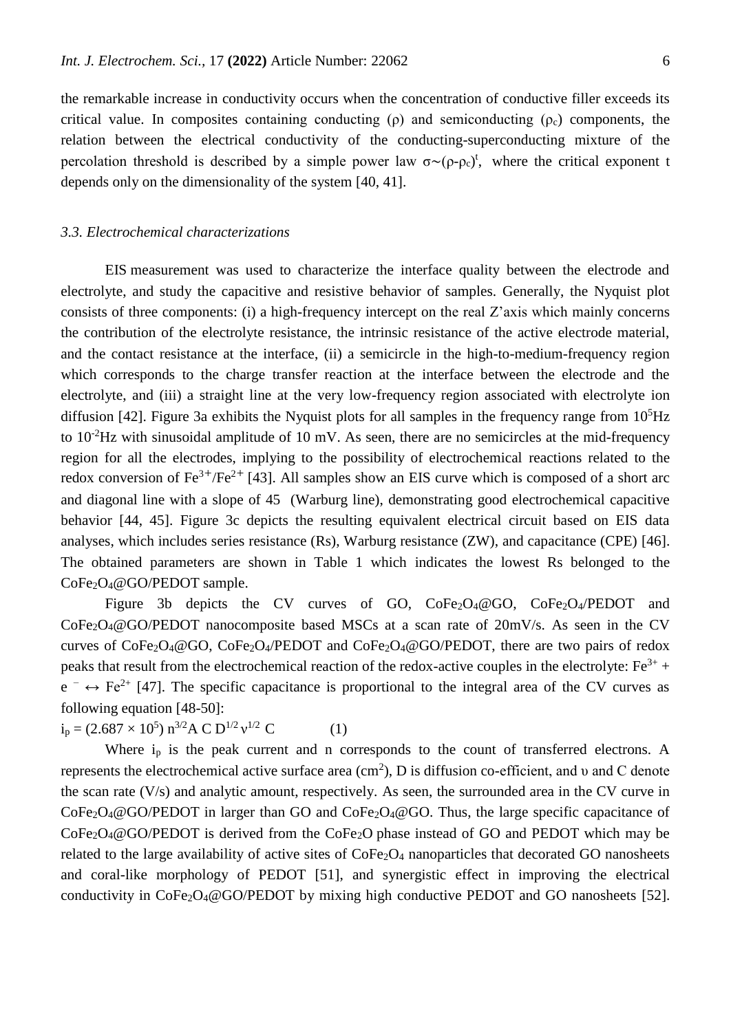the remarkable increase in conductivity occurs when the concentration of conductive filler exceeds its critical value. In composites containing conducting (ρ) and semiconducting ($\rho_c$) components, the relation between the electrical conductivity of the conducting-superconducting mixture of the percolation threshold is described by a simple power law $\sigma \sim (\rho - \rho_c)^t$, where the critical exponent t depends only on the dimensionality of the system [40, 41].

### *3.3. Electrochemical characterizations*

EIS measurement was used to characterize the interface quality between the electrode and electrolyte, and study the capacitive and resistive behavior of samples. Generally, the Nyquist plot consists of three components: (i) a high-frequency intercept on the real Z'axis which mainly concerns the contribution of the electrolyte resistance, the intrinsic resistance of the active electrode material, and the contact resistance at the interface, (ii) a semicircle in the high-to-medium-frequency region which corresponds to the charge transfer reaction at the interface between the electrode and the electrolyte, and (iii) a straight line at the very low-frequency region associated with electrolyte ion diffusion [42]. Figure 3a exhibits the Nyquist plots for all samples in the frequency range from $10^5$Hz to $10^{-2}$Hz with sinusoidal amplitude of 10 mV. As seen, there are no semicircles at the mid-frequency region for all the electrodes, implying to the possibility of electrochemical reactions related to the redox conversion of $Fe^{3+}/Fe^{2+}$ [43]. All samples show an EIS curve which is composed of a short arc and diagonal line with a slope of 45 (Warburg line), demonstrating good electrochemical capacitive behavior [44, 45]. Figure 3c depicts the resulting equivalent electrical circuit based on EIS data analyses, which includes series resistance (Rs), Warburg resistance (ZW), and capacitance (CPE) [46]. The obtained parameters are shown in Table 1 which indicates the lowest Rs belonged to the $CoFe_2O_4$@GO/PEDOT sample.

Figure 3b depicts the CV curves of GO, $CoFe_2O_4$@GO, $CoFe_2O_4$/PEDOT and $CoFe_2O_4$@GO/PEDOT nanocomposite based MSCs at a scan rate of 20mV/s. As seen in the CV curves of $CoFe_2O_4$@GO, $CoFe_2O_4$/PEDOT and $CoFe_2O_4$@GO/PEDOT, there are two pairs of redox peaks that result from the electrochemical reaction of the redox-active couples in the electrolyte: $Fe^{3+} + e^- \leftrightarrow Fe^{2+}$ [47]. The specific capacitance is proportional to the integral area of the CV curves as following equation [48-50]:

$$i_p = (2.687 \times 10^5)\, n^{3/2} A\, C\, D^{1/2}\, \nu^{1/2}\, C \qquad (1)$$

Where $i_p$ is the peak current and n corresponds to the count of transferred electrons. A represents the electrochemical active surface area (cm$^2$), D is diffusion co-efficient, and υ and C denote the scan rate (V/s) and analytic amount, respectively. As seen, the surrounded area in the CV curve in $CoFe_2O_4$@GO/PEDOT in larger than GO and $CoFe_2O_4$@GO. Thus, the large specific capacitance of $CoFe_2O_4$@GO/PEDOT is derived from the $CoFe_2O$ phase instead of GO and PEDOT which may be related to the large availability of active sites of $CoFe_2O_4$ nanoparticles that decorated GO nanosheets and coral-like morphology of PEDOT [51], and synergistic effect in improving the electrical conductivity in $CoFe_2O_4$@GO/PEDOT by mixing high conductive PEDOT and GO nanosheets [52].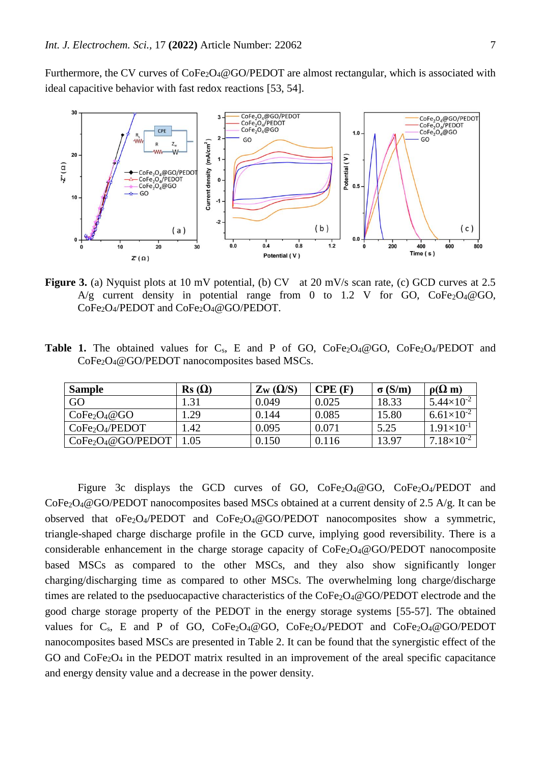Furthermore, the CV curves of $CoFe_2O_4$@GO/PEDOT are almost rectangular, which is associated with ideal capacitive behavior with fast redox reactions [53, 54].

**Figure 3.** (a) Nyquist plots at 10 mV potential, (b) CV at 20 mV/s scan rate, (c) GCD curves at 2.5 A/g current density in potential range from 0 to 1.2 V for GO, $CoFe_2O_4$@GO, $CoFe_2O_4$/PEDOT and $CoFe_2O_4$@GO/PEDOT.

**Table 1.** The obtained values for $C_s$, E and P of GO, $CoFe_2O_4$@GO, $CoFe_2O_4$/PEDOT and $CoFe_2O_4$@GO/PEDOT nanocomposites based MSCs.

| Sample | Rs (Ω) | $Z_W$ (Ω/S) | CPE (F) | σ (S/m) | ρ(Ω m) |
|---|---|---|---|---|---|
| GO | 1.31 | 0.049 | 0.025 | 18.33 | $5.44\times10^{-2}$ |
| $CoFe_2O_4$@GO | 1.29 | 0.144 | 0.085 | 15.80 | $6.61\times10^{-2}$ |
| $CoFe_2O_4$/PEDOT | 1.42 | 0.095 | 0.071 | 5.25 | $1.91\times10^{-1}$ |
| $CoFe_2O_4$@GO/PEDOT | 1.05 | 0.150 | 0.116 | 13.97 | $7.18\times10^{-2}$ |

Figure 3c displays the GCD curves of GO, $CoFe_2O_4$@GO, $CoFe_2O_4$/PEDOT and $CoFe_2O_4$@GO/PEDOT nanocomposites based MSCs obtained at a current density of 2.5 A/g. It can be observed that $oFe_2O_4$/PEDOT and $CoFe_2O_4$@GO/PEDOT nanocomposites show a symmetric, triangle-shaped charge discharge profile in the GCD curve, implying good reversibility. There is a considerable enhancement in the charge storage capacity of $CoFe_2O_4$@GO/PEDOT nanocomposite based MSCs as compared to the other MSCs, and they also show significantly longer charging/discharging time as compared to other MSCs. The overwhelming long charge/discharge times are related to the pseudocapactive characteristics of the $CoFe_2O_4$@GO/PEDOT electrode and the good charge storage property of the PEDOT in the energy storage systems [55-57]. The obtained values for $C_s$, E and P of GO, $CoFe_2O_4$@GO, $CoFe_2O_4$/PEDOT and $CoFe_2O_4$@GO/PEDOT nanocomposites based MSCs are presented in Table 2. It can be found that the synergistic effect of the GO and $CoFe_2O_4$ in the PEDOT matrix resulted in an improvement of the areal specific capacitance and energy density value and a decrease in the power density.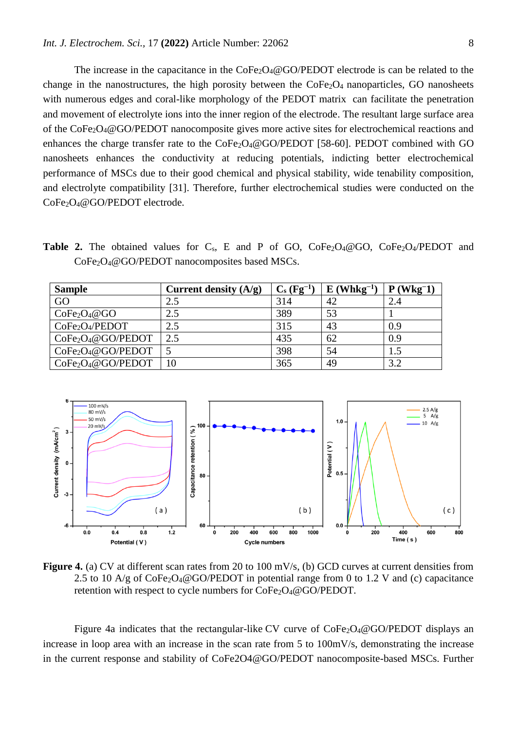The increase in the capacitance in the $CoFe_2O_4$@GO/PEDOT electrode is can be related to the change in the nanostructures, the high porosity between the $CoFe_2O_4$ nanoparticles, GO nanosheets with numerous edges and coral-like morphology of the PEDOT matrix can facilitate the penetration and movement of electrolyte ions into the inner region of the electrode. The resultant large surface area of the $CoFe_2O_4$@GO/PEDOT nanocomposite gives more active sites for electrochemical reactions and enhances the charge transfer rate to the $CoFe_2O_4$@GO/PEDOT [58-60]. PEDOT combined with GO nanosheets enhances the conductivity at reducing potentials, indicting better electrochemical performance of MSCs due to their good chemical and physical stability, wide tenability composition, and electrolyte compatibility [31]. Therefore, further electrochemical studies were conducted on the $CoFe_2O_4$@GO/PEDOT electrode.

**Table 2.** The obtained values for $C_s$, E and P of GO, $CoFe_2O_4$@GO, $CoFe_2O_4$/PEDOT and $CoFe_2O_4$@GO/PEDOT nanocomposites based MSCs.

| Sample | Current density (A/g) | $C_s$ ($Fg^{-1}$) | E ($Whkg^{-1}$) | P ($Wkg^{-1}$) |
|---|---|---|---|---|
| GO | 2.5 | 314 | 42 | 2.4 |
| $CoFe_2O_4$@GO | 2.5 | 389 | 53 | 1 |
| $CoFe_2O_4$/PEDOT | 2.5 | 315 | 43 | 0.9 |
| $CoFe_2O_4$@GO/PEDOT | 2.5 | 435 | 62 | 0.9 |
| $CoFe_2O_4$@GO/PEDOT | 5 | 398 | 54 | 1.5 |
| $CoFe_2O_4$@GO/PEDOT | 10 | 365 | 49 | 3.2 |

**Figure 4.** (a) CV at different scan rates from 20 to 100 mV/s, (b) GCD curves at current densities from 2.5 to 10 A/g of $CoFe_2O_4$@GO/PEDOT in potential range from 0 to 1.2 V and (c) capacitance retention with respect to cycle numbers for $CoFe_2O_4$@GO/PEDOT.

Figure 4a indicates that the rectangular-like CV curve of $CoFe_2O_4$@GO/PEDOT displays an increase in loop area with an increase in the scan rate from 5 to 100mV/s, demonstrating the increase in the current response and stability of CoFe2O4@GO/PEDOT nanocomposite-based MSCs. Further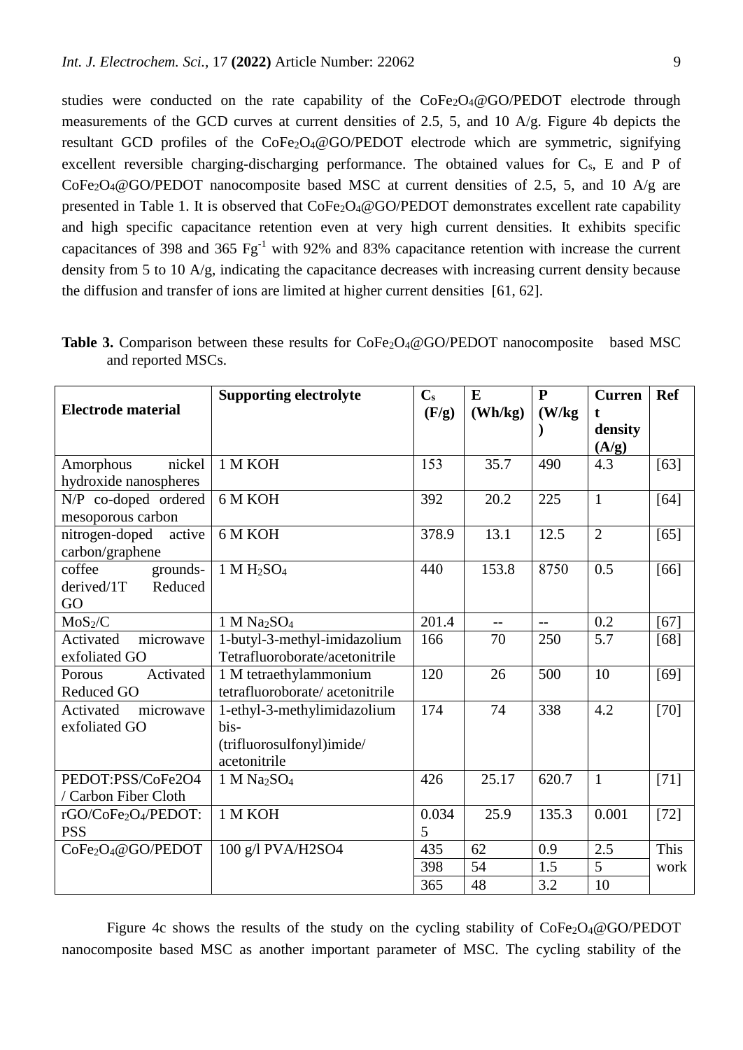studies were conducted on the rate capability of the $CoFe_2O_4$@GO/PEDOT electrode through measurements of the GCD curves at current densities of 2.5, 5, and 10 A/g. Figure 4b depicts the resultant GCD profiles of the $CoFe_2O_4$@GO/PEDOT electrode which are symmetric, signifying excellent reversible charging-discharging performance. The obtained values for $C_s$, E and P of $CoFe_2O_4$@GO/PEDOT nanocomposite based MSC at current densities of 2.5, 5, and 10 A/g are presented in Table 1. It is observed that $CoFe_2O_4$@GO/PEDOT demonstrates excellent rate capability and high specific capacitance retention even at very high current densities. It exhibits specific capacitances of 398 and 365 $Fg^{-1}$ with 92% and 83% capacitance retention with increase the current density from 5 to 10 A/g, indicating the capacitance decreases with increasing current density because the diffusion and transfer of ions are limited at higher current densities [61, 62].

**Table 3.** Comparison between these results for $CoFe_2O_4$@GO/PEDOT nanocomposite based MSC and reported MSCs.

| Electrode material | Supporting electrolyte | $C_s$ (F/g) | E (Wh/kg) | P (W/kg) | Current density (A/g) | Ref |
|---|---|---|---|---|---|---|
| Amorphous nickel hydroxide nanospheres | 1 M KOH | 153 | 35.7 | 490 | 4.3 | [63] |
| N/P co-doped ordered mesoporous carbon | 6 M KOH | 392 | 20.2 | 225 | 1 | [64] |
| nitrogen-doped active carbon/graphene | 6 M KOH | 378.9 | 13.1 | 12.5 | 2 | [65] |
| coffee grounds-derived/1T Reduced GO | 1 M $H_2SO_4$ | 440 | 153.8 | 8750 | 0.5 | [66] |
| $MoS_2$/C | 1 M $Na_2SO_4$ | 201.4 | -- | -- | 0.2 | [67] |
| Activated microwave exfoliated GO | 1-butyl-3-methyl-imidazolium Tetrafluoroborate/acetonitrile | 166 | 70 | 250 | 5.7 | [68] |
| Porous Activated Reduced GO | 1 M tetraethylammonium tetrafluoroborate/ acetonitrile | 120 | 26 | 500 | 10 | [69] |
| Activated microwave exfoliated GO | 1-ethyl-3-methylimidazolium bis-(trifluorosulfonyl)imide/ acetonitrile | 174 | 74 | 338 | 4.2 | [70] |
| PEDOT:PSS/CoFe2O4 / Carbon Fiber Cloth | 1 M $Na_2SO_4$ | 426 | 25.17 | 620.7 | 1 | [71] |
| rGO/$CoFe_2O_4$/PEDOT:PSS | 1 M KOH | 0.0345 | 25.9 | 135.3 | 0.001 | [72] |
| $CoFe_2O_4$@GO/PEDOT | 100 g/l PVA/H2SO4 | 435 | 62 | 0.9 | 2.5 | This work |
| | | 398 | 54 | 1.5 | 5 | |
| | | 365 | 48 | 3.2 | 10 | |

Figure 4c shows the results of the study on the cycling stability of $CoFe_2O_4$@GO/PEDOT nanocomposite based MSC as another important parameter of MSC. The cycling stability of the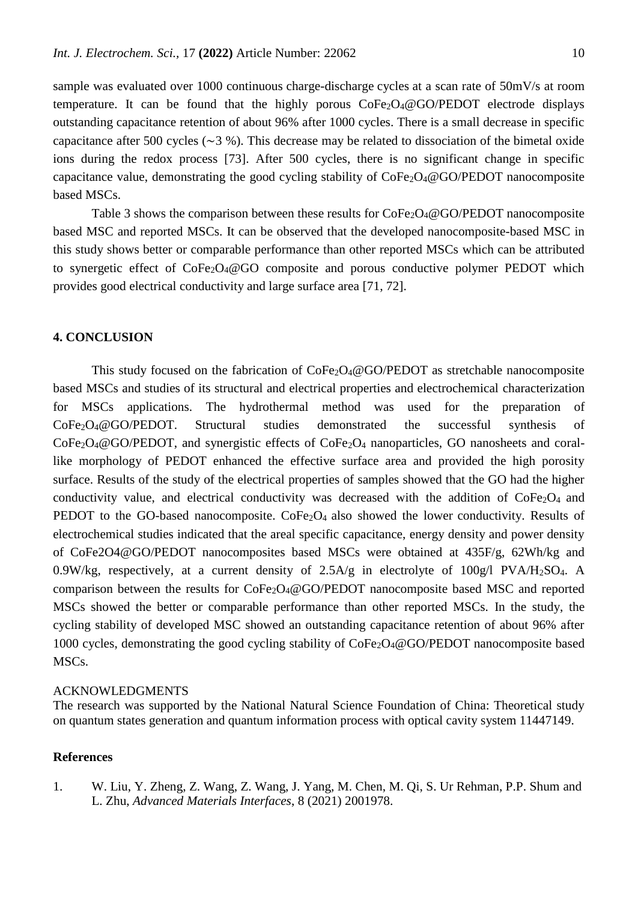sample was evaluated over 1000 continuous charge-discharge cycles at a scan rate of 50mV/s at room temperature. It can be found that the highly porous $CoFe_2O_4$@GO/PEDOT electrode displays outstanding capacitance retention of about 96% after 1000 cycles. There is a small decrease in specific capacitance after 500 cycles (∼3 %). This decrease may be related to dissociation of the bimetal oxide ions during the redox process [73]. After 500 cycles, there is no significant change in specific capacitance value, demonstrating the good cycling stability of $CoFe_2O_4$@GO/PEDOT nanocomposite based MSCs.

Table 3 shows the comparison between these results for $CoFe_2O_4$@GO/PEDOT nanocomposite based MSC and reported MSCs. It can be observed that the developed nanocomposite-based MSC in this study shows better or comparable performance than other reported MSCs which can be attributed to synergetic effect of $CoFe_2O_4$@GO composite and porous conductive polymer PEDOT which provides good electrical conductivity and large surface area [71, 72].

## 4. CONCLUSION

This study focused on the fabrication of $CoFe_2O_4$@GO/PEDOT as stretchable nanocomposite based MSCs and studies of its structural and electrical properties and electrochemical characterization for MSCs applications. The hydrothermal method was used for the preparation of $CoFe_2O_4$@GO/PEDOT. Structural studies demonstrated the successful synthesis of $CoFe_2O_4$@GO/PEDOT, and synergistic effects of $CoFe_2O_4$ nanoparticles, GO nanosheets and coral-like morphology of PEDOT enhanced the effective surface area and provided the high porosity surface. Results of the study of the electrical properties of samples showed that the GO had the higher conductivity value, and electrical conductivity was decreased with the addition of $CoFe_2O_4$ and PEDOT to the GO-based nanocomposite. $CoFe_2O_4$ also showed the lower conductivity. Results of electrochemical studies indicated that the areal specific capacitance, energy density and power density of CoFe2O4@GO/PEDOT nanocomposites based MSCs were obtained at 435F/g, 62Wh/kg and 0.9W/kg, respectively, at a current density of 2.5A/g in electrolyte of 100g/l PVA/$H_2SO_4$. A comparison between the results for $CoFe_2O_4$@GO/PEDOT nanocomposite based MSC and reported MSCs showed the better or comparable performance than other reported MSCs. In the study, the cycling stability of developed MSC showed an outstanding capacitance retention of about 96% after 1000 cycles, demonstrating the good cycling stability of $CoFe_2O_4$@GO/PEDOT nanocomposite based MSCs.

ACKNOWLEDGMENTS

The research was supported by the National Natural Science Foundation of China: Theoretical study on quantum states generation and quantum information process with optical cavity system 11447149.

## References

1. W. Liu, Y. Zheng, Z. Wang, Z. Wang, J. Yang, M. Chen, M. Qi, S. Ur Rehman, P.P. Shum and L. Zhu, *Advanced Materials Interfaces*, 8 (2021) 2001978.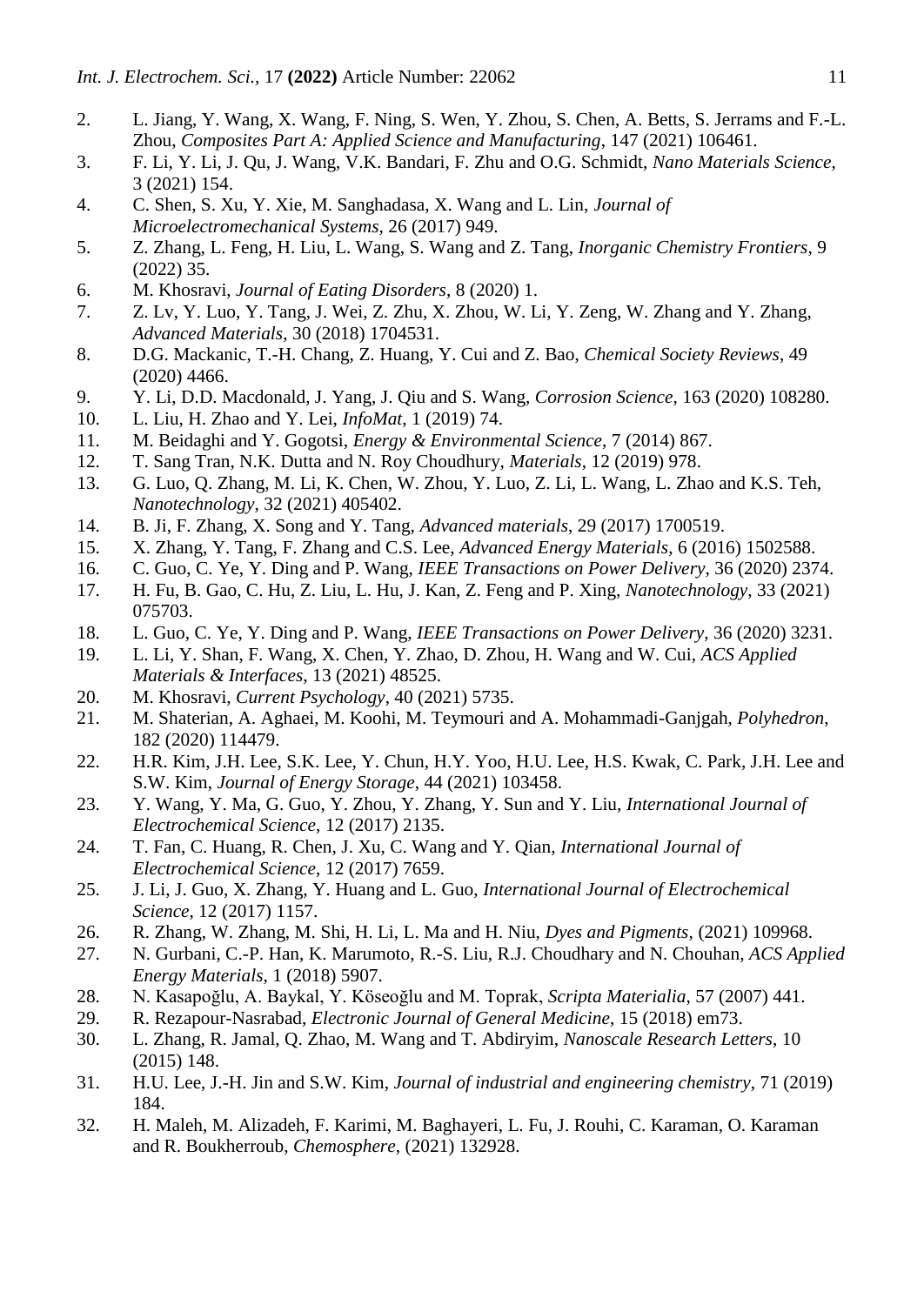2. L. Jiang, Y. Wang, X. Wang, F. Ning, S. Wen, Y. Zhou, S. Chen, A. Betts, S. Jerrams and F.-L. Zhou, *Composites Part A: Applied Science and Manufacturing*, 147 (2021) 106461.
3. F. Li, Y. Li, J. Qu, J. Wang, V.K. Bandari, F. Zhu and O.G. Schmidt, *Nano Materials Science*, 3 (2021) 154.
4. C. Shen, S. Xu, Y. Xie, M. Sanghadasa, X. Wang and L. Lin, *Journal of Microelectromechanical Systems*, 26 (2017) 949.
5. Z. Zhang, L. Feng, H. Liu, L. Wang, S. Wang and Z. Tang, *Inorganic Chemistry Frontiers*, 9 (2022) 35.
6. M. Khosravi, *Journal of Eating Disorders*, 8 (2020) 1.
7. Z. Lv, Y. Luo, Y. Tang, J. Wei, Z. Zhu, X. Zhou, W. Li, Y. Zeng, W. Zhang and Y. Zhang, *Advanced Materials*, 30 (2018) 1704531.
8. D.G. Mackanic, T.-H. Chang, Z. Huang, Y. Cui and Z. Bao, *Chemical Society Reviews*, 49 (2020) 4466.
9. Y. Li, D.D. Macdonald, J. Yang, J. Qiu and S. Wang, *Corrosion Science*, 163 (2020) 108280.
10. L. Liu, H. Zhao and Y. Lei, *InfoMat*, 1 (2019) 74.
11. M. Beidaghi and Y. Gogotsi, *Energy & Environmental Science*, 7 (2014) 867.
12. T. Sang Tran, N.K. Dutta and N. Roy Choudhury, *Materials*, 12 (2019) 978.
13. G. Luo, Q. Zhang, M. Li, K. Chen, W. Zhou, Y. Luo, Z. Li, L. Wang, L. Zhao and K.S. Teh, *Nanotechnology*, 32 (2021) 405402.
14. B. Ji, F. Zhang, X. Song and Y. Tang, *Advanced materials*, 29 (2017) 1700519.
15. X. Zhang, Y. Tang, F. Zhang and C.S. Lee, *Advanced Energy Materials*, 6 (2016) 1502588.
16. C. Guo, C. Ye, Y. Ding and P. Wang, *IEEE Transactions on Power Delivery*, 36 (2020) 2374.
17. H. Fu, B. Gao, C. Hu, Z. Liu, L. Hu, J. Kan, Z. Feng and P. Xing, *Nanotechnology*, 33 (2021) 075703.
18. L. Guo, C. Ye, Y. Ding and P. Wang, *IEEE Transactions on Power Delivery*, 36 (2020) 3231.
19. L. Li, Y. Shan, F. Wang, X. Chen, Y. Zhao, D. Zhou, H. Wang and W. Cui, *ACS Applied Materials & Interfaces*, 13 (2021) 48525.
20. M. Khosravi, *Current Psychology*, 40 (2021) 5735.
21. M. Shaterian, A. Aghaei, M. Koohi, M. Teymouri and A. Mohammadi-Ganjgah, *Polyhedron*, 182 (2020) 114479.
22. H.R. Kim, J.H. Lee, S.K. Lee, Y. Chun, H.Y. Yoo, H.U. Lee, H.S. Kwak, C. Park, J.H. Lee and S.W. Kim, *Journal of Energy Storage*, 44 (2021) 103458.
23. Y. Wang, Y. Ma, G. Guo, Y. Zhou, Y. Zhang, Y. Sun and Y. Liu, *International Journal of Electrochemical Science*, 12 (2017) 2135.
24. T. Fan, C. Huang, R. Chen, J. Xu, C. Wang and Y. Qian, *International Journal of Electrochemical Science*, 12 (2017) 7659.
25. J. Li, J. Guo, X. Zhang, Y. Huang and L. Guo, *International Journal of Electrochemical Science*, 12 (2017) 1157.
26. R. Zhang, W. Zhang, M. Shi, H. Li, L. Ma and H. Niu, *Dyes and Pigments*, (2021) 109968.
27. N. Gurbani, C.-P. Han, K. Marumoto, R.-S. Liu, R.J. Choudhary and N. Chouhan, *ACS Applied Energy Materials*, 1 (2018) 5907.
28. N. Kasapoğlu, A. Baykal, Y. Köseoğlu and M. Toprak, *Scripta Materialia*, 57 (2007) 441.
29. R. Rezapour-Nasrabad, *Electronic Journal of General Medicine*, 15 (2018) em73.
30. L. Zhang, R. Jamal, Q. Zhao, M. Wang and T. Abdiryim, *Nanoscale Research Letters*, 10 (2015) 148.
31. H.U. Lee, J.-H. Jin and S.W. Kim, *Journal of industrial and engineering chemistry*, 71 (2019) 184.
32. H. Maleh, M. Alizadeh, F. Karimi, M. Baghayeri, L. Fu, J. Rouhi, C. Karaman, O. Karaman and R. Boukherroub, *Chemosphere*, (2021) 132928.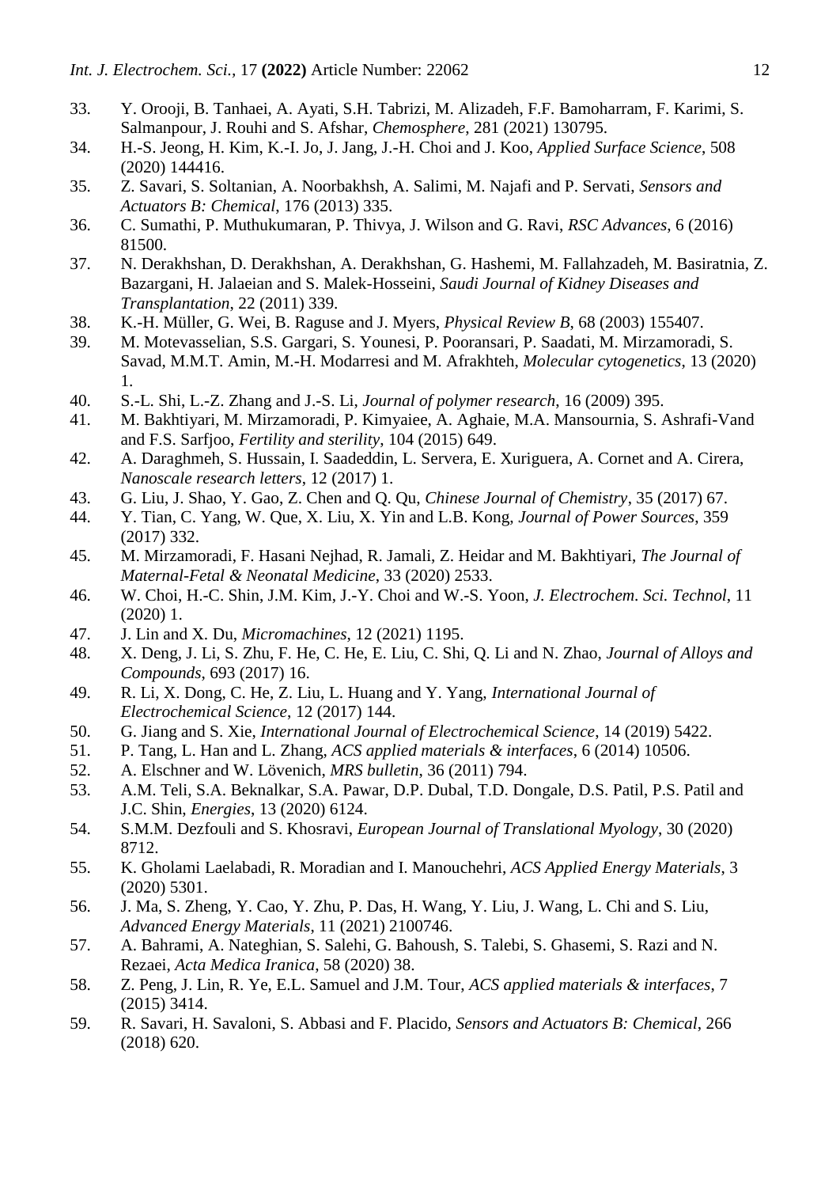33. Y. Orooji, B. Tanhaei, A. Ayati, S.H. Tabrizi, M. Alizadeh, F.F. Bamoharram, F. Karimi, S. Salmanpour, J. Rouhi and S. Afshar, *Chemosphere*, 281 (2021) 130795.
34. H.-S. Jeong, H. Kim, K.-I. Jo, J. Jang, J.-H. Choi and J. Koo, *Applied Surface Science*, 508 (2020) 144416.
35. Z. Savari, S. Soltanian, A. Noorbakhsh, A. Salimi, M. Najafi and P. Servati, *Sensors and Actuators B: Chemical*, 176 (2013) 335.
36. C. Sumathi, P. Muthukumaran, P. Thivya, J. Wilson and G. Ravi, *RSC Advances*, 6 (2016) 81500.
37. N. Derakhshan, D. Derakhshan, A. Derakhshan, G. Hashemi, M. Fallahzadeh, M. Basiratnia, Z. Bazargani, H. Jalaeian and S. Malek-Hosseini, *Saudi Journal of Kidney Diseases and Transplantation*, 22 (2011) 339.
38. K.-H. Müller, G. Wei, B. Raguse and J. Myers, *Physical Review B*, 68 (2003) 155407.
39. M. Motevasselian, S.S. Gargari, S. Younesi, P. Pooransari, P. Saadati, M. Mirzamoradi, S. Savad, M.M.T. Amin, M.-H. Modarresi and M. Afrakhteh, *Molecular cytogenetics*, 13 (2020) 1.
40. S.-L. Shi, L.-Z. Zhang and J.-S. Li, *Journal of polymer research*, 16 (2009) 395.
41. M. Bakhtiyari, M. Mirzamoradi, P. Kimyaiee, A. Aghaie, M.A. Mansournia, S. Ashrafi-Vand and F.S. Sarfjoo, *Fertility and sterility*, 104 (2015) 649.
42. A. Daraghmeh, S. Hussain, I. Saadeddin, L. Servera, E. Xuriguera, A. Cornet and A. Cirera, *Nanoscale research letters*, 12 (2017) 1.
43. G. Liu, J. Shao, Y. Gao, Z. Chen and Q. Qu, *Chinese Journal of Chemistry*, 35 (2017) 67.
44. Y. Tian, C. Yang, W. Que, X. Liu, X. Yin and L.B. Kong, *Journal of Power Sources*, 359 (2017) 332.
45. M. Mirzamoradi, F. Hasani Nejhad, R. Jamali, Z. Heidar and M. Bakhtiyari, *The Journal of Maternal-Fetal & Neonatal Medicine*, 33 (2020) 2533.
46. W. Choi, H.-C. Shin, J.M. Kim, J.-Y. Choi and W.-S. Yoon, *J. Electrochem. Sci. Technol*, 11 (2020) 1.
47. J. Lin and X. Du, *Micromachines*, 12 (2021) 1195.
48. X. Deng, J. Li, S. Zhu, F. He, C. He, E. Liu, C. Shi, Q. Li and N. Zhao, *Journal of Alloys and Compounds*, 693 (2017) 16.
49. R. Li, X. Dong, C. He, Z. Liu, L. Huang and Y. Yang, *International Journal of Electrochemical Science*, 12 (2017) 144.
50. G. Jiang and S. Xie, *International Journal of Electrochemical Science*, 14 (2019) 5422.
51. P. Tang, L. Han and L. Zhang, *ACS applied materials & interfaces*, 6 (2014) 10506.
52. A. Elschner and W. Lövenich, *MRS bulletin*, 36 (2011) 794.
53. A.M. Teli, S.A. Beknalkar, S.A. Pawar, D.P. Dubal, T.D. Dongale, D.S. Patil, P.S. Patil and J.C. Shin, *Energies*, 13 (2020) 6124.
54. S.M.M. Dezfouli and S. Khosravi, *European Journal of Translational Myology*, 30 (2020) 8712.
55. K. Gholami Laelabadi, R. Moradian and I. Manouchehri, *ACS Applied Energy Materials*, 3 (2020) 5301.
56. J. Ma, S. Zheng, Y. Cao, Y. Zhu, P. Das, H. Wang, Y. Liu, J. Wang, L. Chi and S. Liu, *Advanced Energy Materials*, 11 (2021) 2100746.
57. A. Bahrami, A. Nateghian, S. Salehi, G. Bahoush, S. Talebi, S. Ghasemi, S. Razi and N. Rezaei, *Acta Medica Iranica*, 58 (2020) 38.
58. Z. Peng, J. Lin, R. Ye, E.L. Samuel and J.M. Tour, *ACS applied materials & interfaces*, 7 (2015) 3414.
59. R. Savari, H. Savaloni, S. Abbasi and F. Placido, *Sensors and Actuators B: Chemical*, 266 (2018) 620.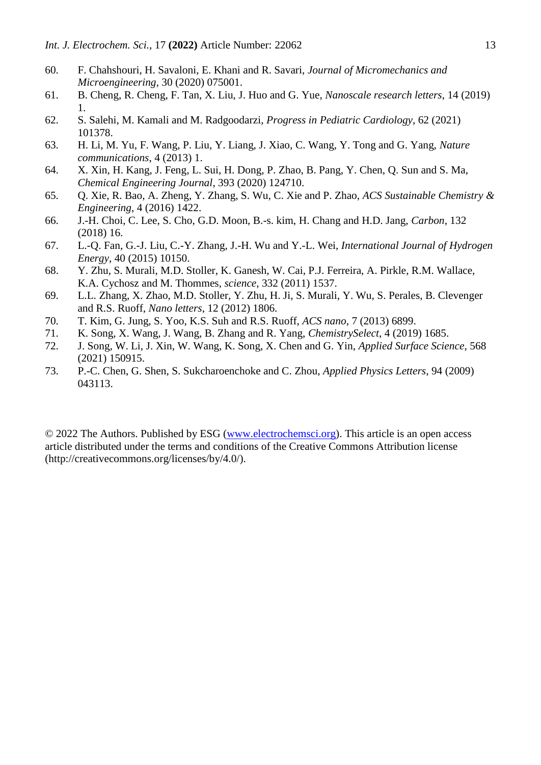60. F. Chahshouri, H. Savaloni, E. Khani and R. Savari, *Journal of Micromechanics and Microengineering*, 30 (2020) 075001.
61. B. Cheng, R. Cheng, F. Tan, X. Liu, J. Huo and G. Yue, *Nanoscale research letters*, 14 (2019) 1.
62. S. Salehi, M. Kamali and M. Radgoodarzi, *Progress in Pediatric Cardiology*, 62 (2021) 101378.
63. H. Li, M. Yu, F. Wang, P. Liu, Y. Liang, J. Xiao, C. Wang, Y. Tong and G. Yang, *Nature communications*, 4 (2013) 1.
64. X. Xin, H. Kang, J. Feng, L. Sui, H. Dong, P. Zhao, B. Pang, Y. Chen, Q. Sun and S. Ma, *Chemical Engineering Journal*, 393 (2020) 124710.
65. Q. Xie, R. Bao, A. Zheng, Y. Zhang, S. Wu, C. Xie and P. Zhao, *ACS Sustainable Chemistry & Engineering*, 4 (2016) 1422.
66. J.-H. Choi, C. Lee, S. Cho, G.D. Moon, B.-s. kim, H. Chang and H.D. Jang, *Carbon*, 132 (2018) 16.
67. L.-Q. Fan, G.-J. Liu, C.-Y. Zhang, J.-H. Wu and Y.-L. Wei, *International Journal of Hydrogen Energy*, 40 (2015) 10150.
68. Y. Zhu, S. Murali, M.D. Stoller, K. Ganesh, W. Cai, P.J. Ferreira, A. Pirkle, R.M. Wallace, K.A. Cychosz and M. Thommes, *science*, 332 (2011) 1537.
69. L.L. Zhang, X. Zhao, M.D. Stoller, Y. Zhu, H. Ji, S. Murali, Y. Wu, S. Perales, B. Clevenger and R.S. Ruoff, *Nano letters*, 12 (2012) 1806.
70. T. Kim, G. Jung, S. Yoo, K.S. Suh and R.S. Ruoff, *ACS nano*, 7 (2013) 6899.
71. K. Song, X. Wang, J. Wang, B. Zhang and R. Yang, *ChemistrySelect*, 4 (2019) 1685.
72. J. Song, W. Li, J. Xin, W. Wang, K. Song, X. Chen and G. Yin, *Applied Surface Science*, 568 (2021) 150915.
73. P.-C. Chen, G. Shen, S. Sukcharoenchoke and C. Zhou, *Applied Physics Letters*, 94 (2009) 043113.

© 2022 The Authors. Published by ESG (www.electrochemsci.org). This article is an open access article distributed under the terms and conditions of the Creative Commons Attribution license (http://creativecommons.org/licenses/by/4.0/).